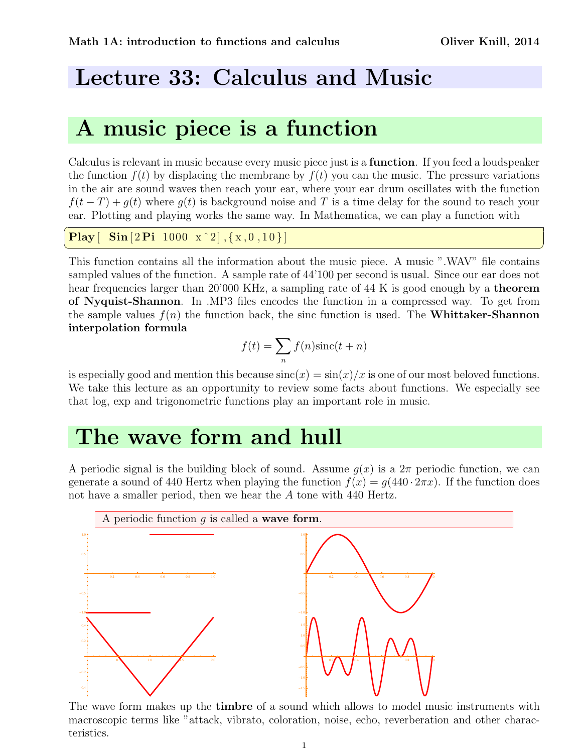Math 1A: introduction to functions and calculus — Oliver Knill, 2014

# Lecture 33: Calculus and Music

## A music piece is a function

Calculus is relevant in music because every music piece just is a **function**. If you feed a loudspeaker the function $f(t)$ by displacing the membrane by $f(t)$ you can the music. The pressure variations in the air are sound waves then reach your ear, where your ear drum oscillates with the function $f(t-T)+g(t)$ where $g(t)$ is background noise and $T$ is a time delay for the sound to reach your ear. Plotting and playing works the same way. In Mathematica, we can play a function with

```
Play[ Sin[2Pi 1000 x^2],{x,0,10}]
```

This function contains all the information about the music piece. A music ".WAV" file contains sampled values of the function. A sample rate of 44'100 per second is usual. Since our ear does not hear frequencies larger than 20'000 KHz, a sampling rate of 44 K is good enough by a **theorem of Nyquist-Shannon**. In .MP3 files encodes the function in a compressed way. To get from the sample values $f(n)$ the function back, the sinc function is used. The **Whittaker-Shannon interpolation formula**

$$f(t) = \sum_n f(n)\text{sinc}(t+n)$$

is especially good and mention this because $\text{sinc}(x) = \sin(x)/x$ is one of our most beloved functions. We take this lecture as an opportunity to review some facts about functions. We especially see that log, exp and trigonometric functions play an important role in music.

## The wave form and hull

A periodic signal is the building block of sound. Assume $g(x)$ is a $2\pi$ periodic function, we can generate a sound of 440 Hertz when playing the function $f(x) = g(440 \cdot 2\pi x)$. If the function does not have a smaller period, then we hear the $A$ tone with 440 Hertz.

A periodic function $g$ is called a **wave form**.

The wave form makes up the **timbre** of a sound which allows to model music instruments with macroscopic terms like "attack, vibrato, coloration, noise, echo, reverberation and other characteristics.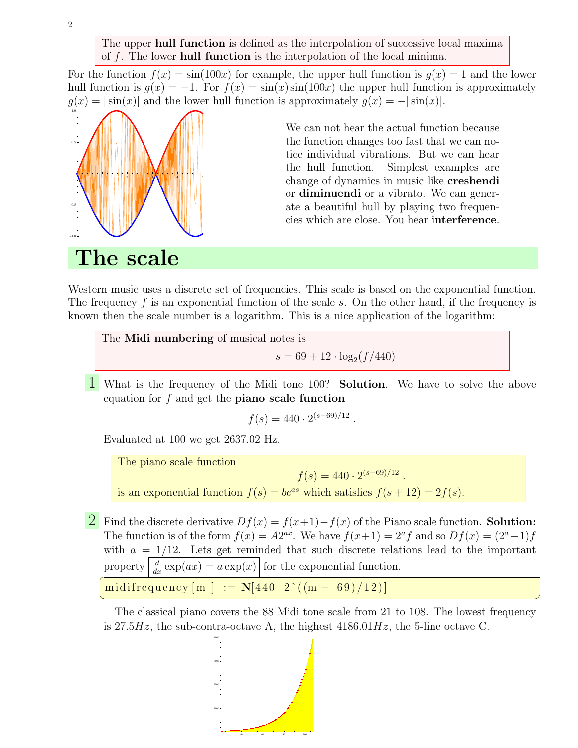The upper **hull function** is defined as the interpolation of successive local maxima of $f$. The lower **hull function** is the interpolation of the local minima.

For the function $f(x) = \sin(100x)$ for example, the upper hull function is $g(x) = 1$ and the lower hull function is $g(x) = -1$. For $f(x) = \sin(x)\sin(100x)$ the upper hull function is approximately $g(x) = |\sin(x)|$ and the lower hull function is approximately $g(x) = -|\sin(x)|$.

We can not hear the actual function because the function changes too fast that we can notice individual vibrations. But we can hear the hull function. Simplest examples are change of dynamics in music like **creshendi** or **diminuendi** or a vibrato. We can generate a beautiful hull by playing two frequencies which are close. You hear **interference**.

# The scale

Western music uses a discrete set of frequencies. This scale is based on the exponential function. The frequency $f$ is an exponential function of the scale $s$. On the other hand, if the frequency is known then the scale number is a logarithm. This is a nice application of the logarithm:

The **Midi numbering** of musical notes is

$$s = 69 + 12 \cdot \log_2(f/440)$$

1 What is the frequency of the Midi tone 100? **Solution**. We have to solve the above equation for $f$ and get the **piano scale function**

$$f(s) = 440 \cdot 2^{(s-69)/12} .$$

Evaluated at 100 we get 2637.02 Hz.

The piano scale function

$$f(s) = 440 \cdot 2^{(s-69)/12} .$$

is an exponential function $f(s) = be^{as}$ which satisfies $f(s + 12) = 2f(s)$.

2 Find the discrete derivative $Df(x) = f(x+1) - f(x)$ of the Piano scale function. **Solution:** The function is of the form $f(x) = A2^{ax}$. We have $f(x+1) = 2^a f$ and so $Df(x) = (2^a - 1)f$ with $a = 1/12$. Lets get reminded that such discrete relations lead to the important property $\frac{d}{dx}\exp(ax) = a\exp(x)$ for the exponential function.

```
midifrequency[m_] := N[440 2^((m - 69)/12)]
```

The classical piano covers the 88 Midi tone scale from 21 to 108. The lowest frequency is $27.5Hz$, the sub-contra-octave A, the highest $4186.01Hz$, the 5-line octave C.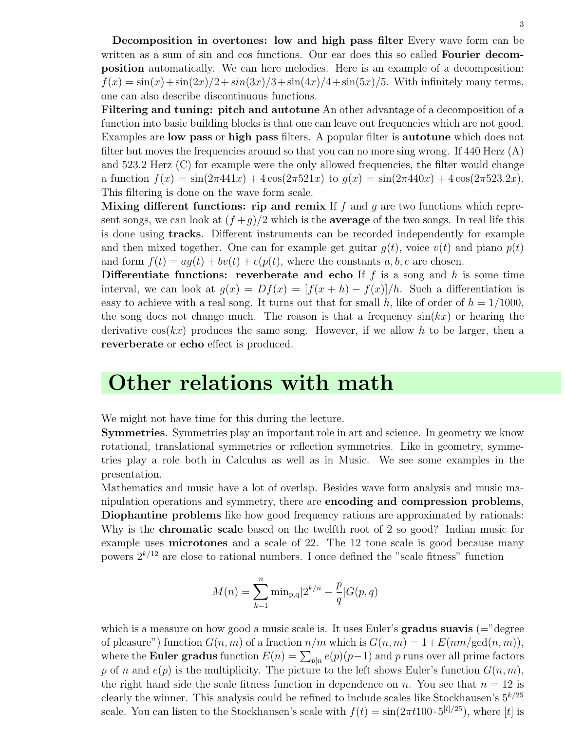**Decomposition in overtones: low and high pass filter** Every wave form can be written as a sum of sin and cos functions. Our ear does this so called **Fourier decomposition** automatically. We can here melodies. Here is an example of a decomposition: $f(x) = \sin(x) + \sin(2x)/2 + sin(3x)/3 + \sin(4x)/4 + \sin(5x)/5$. With infinitely many terms, one can also describe discontinuous functions.

**Filtering and tuning: pitch and autotune** An other advantage of a decomposition of a function into basic building blocks is that one can leave out frequencies which are not good. Examples are **low pass** or **high pass** filters. A popular filter is **autotune** which does not filter but moves the frequencies around so that you can no more sing wrong. If 440 Herz (A) and 523.2 Herz (C) for example were the only allowed frequencies, the filter would change a function $f(x) = \sin(2\pi 441x) + 4\cos(2\pi 521x)$ to $g(x) = \sin(2\pi 440x) + 4\cos(2\pi 523.2x)$. This filtering is done on the wave form scale.

**Mixing different functions: rip and remix** If $f$ and $g$ are two functions which represent songs, we can look at $(f+g)/2$ which is the **average** of the two songs. In real life this is done using **tracks**. Different instruments can be recorded independently for example and then mixed together. One can for example get guitar $g(t)$, voice $v(t)$ and piano $p(t)$ and form $f(t) = ag(t) + bv(t) + c(p(t)$, where the constants $a, b, c$ are chosen.

**Differentiate functions: reverberate and echo** If $f$ is a song and $h$ is some time interval, we can look at $g(x) = Df(x) = [f(x+h) - f(x)]/h$. Such a differentiation is easy to achieve with a real song. It turns out that for small $h$, like of order of $h = 1/1000$, the song does not change much. The reason is that a frequency $\sin(kx)$ or hearing the derivative $\cos(kx)$ produces the same song. However, if we allow $h$ to be larger, then a **reverberate** or **echo** effect is produced.

# Other relations with math

We might not have time for this during the lecture.

**Symmetries**. Symmetries play an important role in art and science. In geometry we know rotational, translational symmetries or reflection symmetries. Like in geometry, symmetries play a role both in Calculus as well as in Music. We see some examples in the presentation.

Mathematics and music have a lot of overlap. Besides wave form analysis and music manipulation operations and symmetry, there are **encoding and compression problems**, **Diophantine problems** like how good frequency rations are approximated by rationals: Why is the **chromatic scale** based on the twelfth root of 2 so good? Indian music for example uses **microtones** and a scale of 22. The 12 tone scale is good because many powers $2^{k/12}$ are close to rational numbers. I once defined the "scale fitness" function

$$M(n) = \sum_{k=1}^{n} \min_{p,q} |2^{k/n} - \frac{p}{q}| G(p,q)$$

which is a measure on how good a music scale is. It uses Euler's **gradus suavis** (="degree of pleasure") function $G(n,m)$ of a fraction $n/m$ which is $G(n,m) = 1 + E(nm/\gcd(n,m))$, where the **Euler gradus** function $E(n) = \sum_{p|n} e(p)(p-1)$ and $p$ runs over all prime factors $p$ of $n$ and $e(p)$ is the multiplicity. The picture to the left shows Euler's function $G(n,m)$, the right hand side the scale fitness function in dependence on $n$. You see that $n = 12$ is clearly the winner. This analysis could be refined to include scales like Stockhausen's $5^{k/25}$ scale. You can listen to the Stockhausen's scale with $f(t) = \sin(2\pi t 100 \cdot 5^{[t]/25})$, where $[t]$ is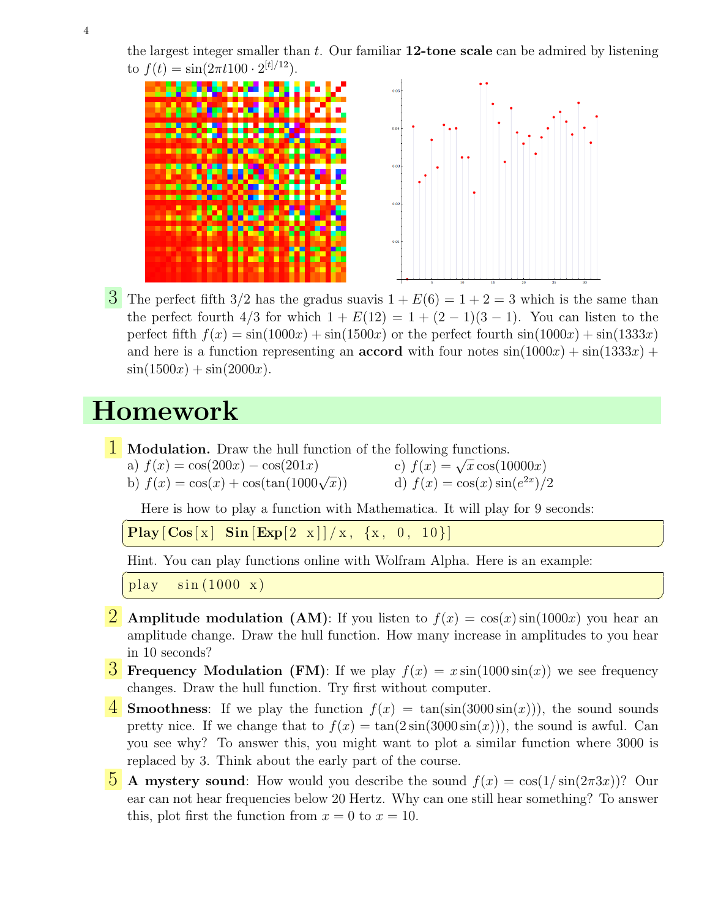the largest integer smaller than $t$. Our familiar **12-tone scale** can be admired by listening to $f(t) = \sin(2\pi t 100 \cdot 2^{[t]/12})$.

0.05
0.04
0.03
0.02
0.01
5 10 15 20 25 30

3 The perfect fifth $3/2$ has the gradus suavis $1 + E(6) = 1 + 2 = 3$ which is the same than the perfect fourth $4/3$ for which $1 + E(12) = 1 + (2-1)(3-1)$. You can listen to the perfect fifth $f(x) = \sin(1000x) + \sin(1500x)$ or the perfect fourth $\sin(1000x) + \sin(1333x)$ and here is a function representing an **accord** with four notes $\sin(1000x) + \sin(1333x) + \sin(1500x) + \sin(2000x)$.

# Homework

1 **Modulation.** Draw the hull function of the following functions.

a) $f(x) = \cos(200x) - \cos(201x)$

b) $f(x) = \cos(x) + \cos(\tan(1000\sqrt{x}))$

c) $f(x) = \sqrt{x}\cos(10000x)$

d) $f(x) = \cos(x)\sin(e^{2x})/2$

Here is how to play a function with Mathematica. It will play for 9 seconds:

```
Play[Cos[x] Sin[Exp[2 x]]/x, {x, 0, 10}]
```

Hint. You can play functions online with Wolfram Alpha. Here is an example:

```
play  sin(1000 x)
```

2 **Amplitude modulation (AM)**: If you listen to $f(x) = \cos(x)\sin(1000x)$ you hear an amplitude change. Draw the hull function. How many increase in amplitudes to you hear in 10 seconds?

3 **Frequency Modulation (FM)**: If we play $f(x) = x\sin(1000\sin(x))$ we see frequency changes. Draw the hull function. Try first without computer.

4 **Smoothness**: If we play the function $f(x) = \tan(\sin(3000\sin(x)))$, the sound sounds pretty nice. If we change that to $f(x) = \tan(2\sin(3000\sin(x)))$, the sound is awful. Can you see why? To answer this, you might want to plot a similar function where 3000 is replaced by 3. Think about the early part of the course.

5 **A mystery sound**: How would you describe the sound $f(x) = \cos(1/\sin(2\pi 3x))$? Our ear can not hear frequencies below 20 Hertz. Why can one still hear something? To answer this, plot first the function from $x = 0$ to $x = 10$.